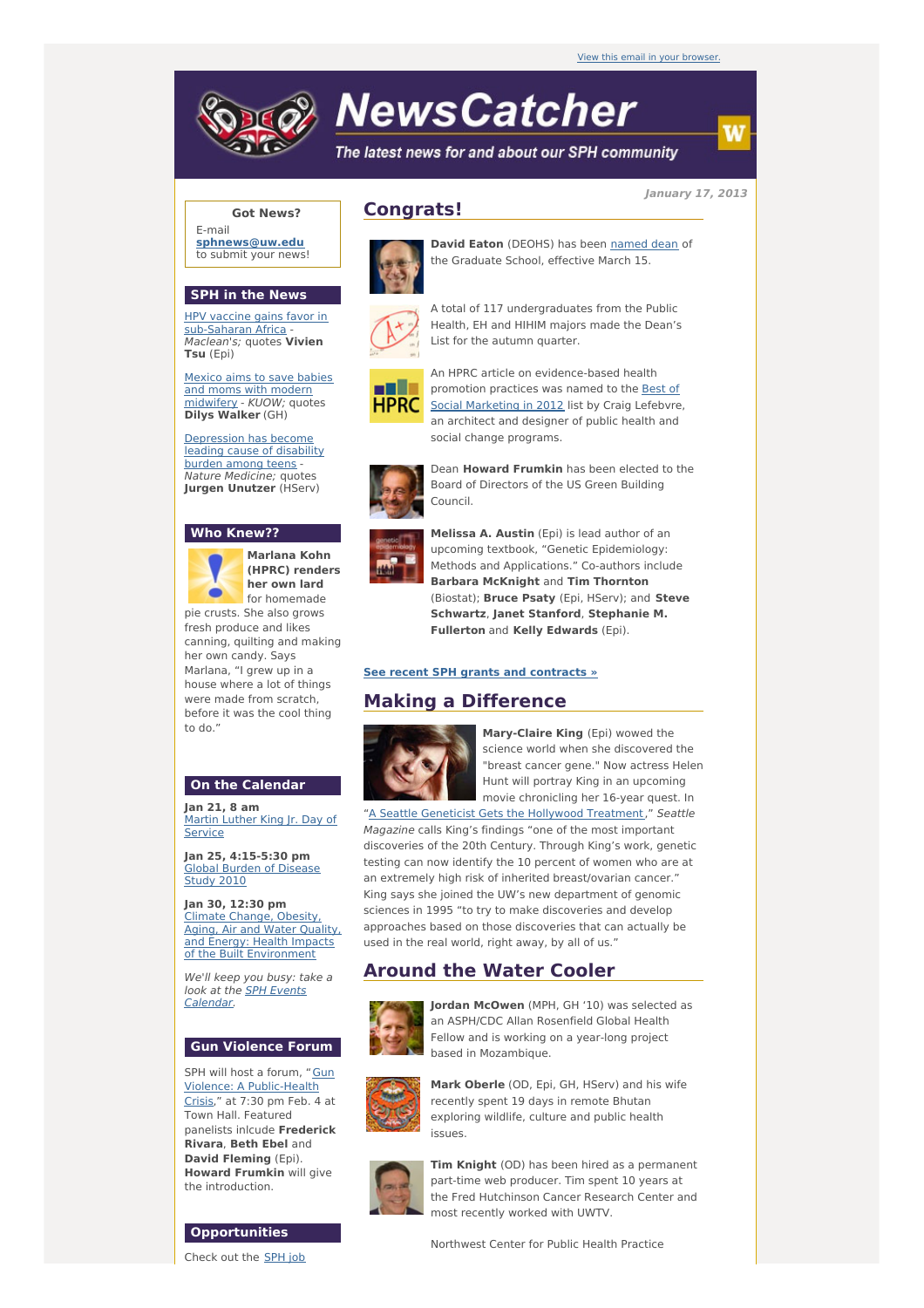View this email in your browser.

# NewsCatcher

The latest news for and about our SPH community

January 17, 2013

## Congrats!

**David Eaton** (DEOHS) has been named dean of the Graduate School, effective March 15.

A total of 117 undergraduates from the Public Health, EH and HIHIM majors made the Dean's List for the autumn quarter.

An HPRC article on evidence-based health promotion practices was named to the Best of Social Marketing in 2012 list by Craig Lefebvre, an architect and designer of public health and social change programs.

Dean **Howard Frumkin** has been elected to the Board of Directors of the US Green Building Council.

**Melissa A. Austin** (Epi) is lead author of an upcoming textbook, "Genetic Epidemiology: Methods and Applications." Co-authors include **Barbara McKnight** and **Tim Thornton** (Biostat); **Bruce Psaty** (Epi, HServ); and **Steve Schwartz**, **Janet Stanford**, **Stephanie M. Fullerton** and **Kelly Edwards** (Epi).

**See recent SPH grants and contracts »**

## Making a Difference

**Mary-Claire King** (Epi) wowed the science world when she discovered the "breast cancer gene." Now actress Helen Hunt will portray King in an upcoming movie chronicling her 16-year quest. In "A Seattle Geneticist Gets the Hollywood Treatment," *Seattle Magazine* calls King's findings "one of the most important discoveries of the 20th Century. Through King's work, genetic testing can now identify the 10 percent of women who are at an extremely high risk of inherited breast/ovarian cancer." King says she joined the UW's new department of genomic sciences in 1995 "to try to make discoveries and develop approaches based on those discoveries that can actually be used in the real world, right away, by all of us."

## Around the Water Cooler

**Jordan McOwen** (MPH, GH '10) was selected as an ASPH/CDC Allan Rosenfield Global Health Fellow and is working on a year-long project based in Mozambique.

**Mark Oberle** (OD, Epi, GH, HServ) and his wife recently spent 19 days in remote Bhutan exploring wildlife, culture and public health issues.

**Tim Knight** (OD) has been hired as a permanent part-time web producer. Tim spent 10 years at the Fred Hutchinson Cancer Research Center and most recently worked with UWTV.

Northwest Center for Public Health Practice

### Got News?

E-mail **sphnews@uw.edu** to submit your news!

### SPH in the News

HPV vaccine gains favor in sub-Saharan Africa - *Maclean's;* quotes **Vivien Tsu** (Epi)

Mexico aims to save babies and moms with modern midwifery - *KUOW;* quotes **Dilys Walker** (GH)

Depression has become leading cause of disability burden among teens - *Nature Medicine;* quotes **Jurgen Unutzer** (HServ)

### Who Knew??

**Marlana Kohn (HPRC) renders her own lard** for homemade pie crusts. She also grows fresh produce and likes canning, quilting and making her own candy. Says Marlana, "I grew up in a house where a lot of things were made from scratch, before it was the cool thing to do."

### On the Calendar

**Jan 21, 8 am**
Martin Luther King Jr. Day of Service

**Jan 25, 4:15-5:30 pm**
Global Burden of Disease Study 2010

**Jan 30, 12:30 pm**
Climate Change, Obesity, Aging, Air and Water Quality, and Energy: Health Impacts of the Built Environment

*We'll keep you busy: take a look at the SPH Events Calendar.*

### Gun Violence Forum

SPH will host a forum, "Gun Violence: A Public-Health Crisis," at 7:30 pm Feb. 4 at Town Hall. Featured panelists inlcude **Frederick Rivara**, **Beth Ebel** and **David Fleming** (Epi). **Howard Frumkin** will give the introduction.

### Opportunities

Check out the SPH job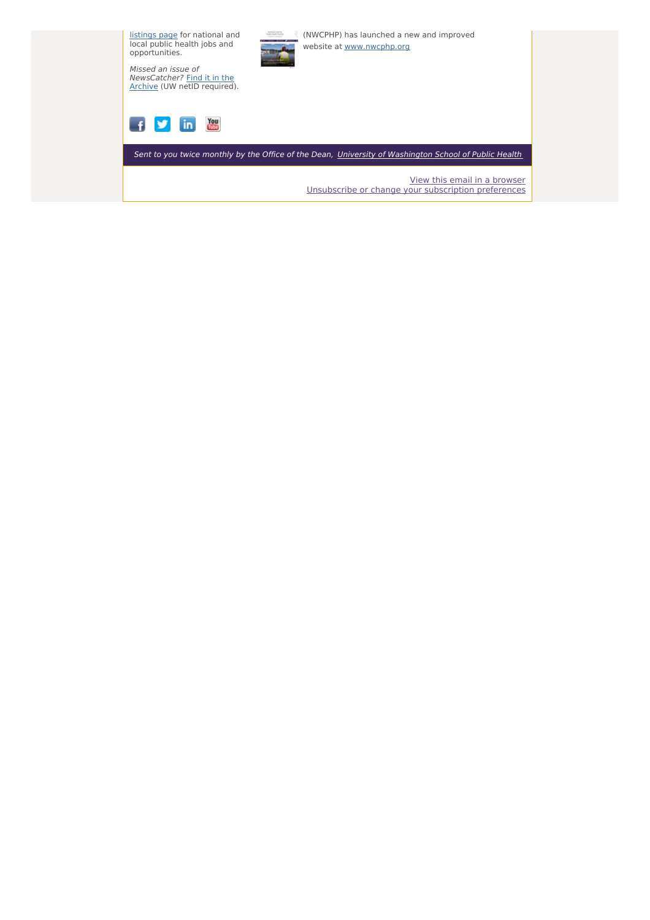listings page for national and local public health jobs and opportunities.

*Missed an issue of NewsCatcher?* Find it in the Archive (UW netID required).

(NWCPHP) has launched a new and improved website at www.nwcphp.org

*Sent to you twice monthly by the Office of the Dean, University of Washington School of Public Health*

View this email in a browser
Unsubscribe or change your subscription preferences